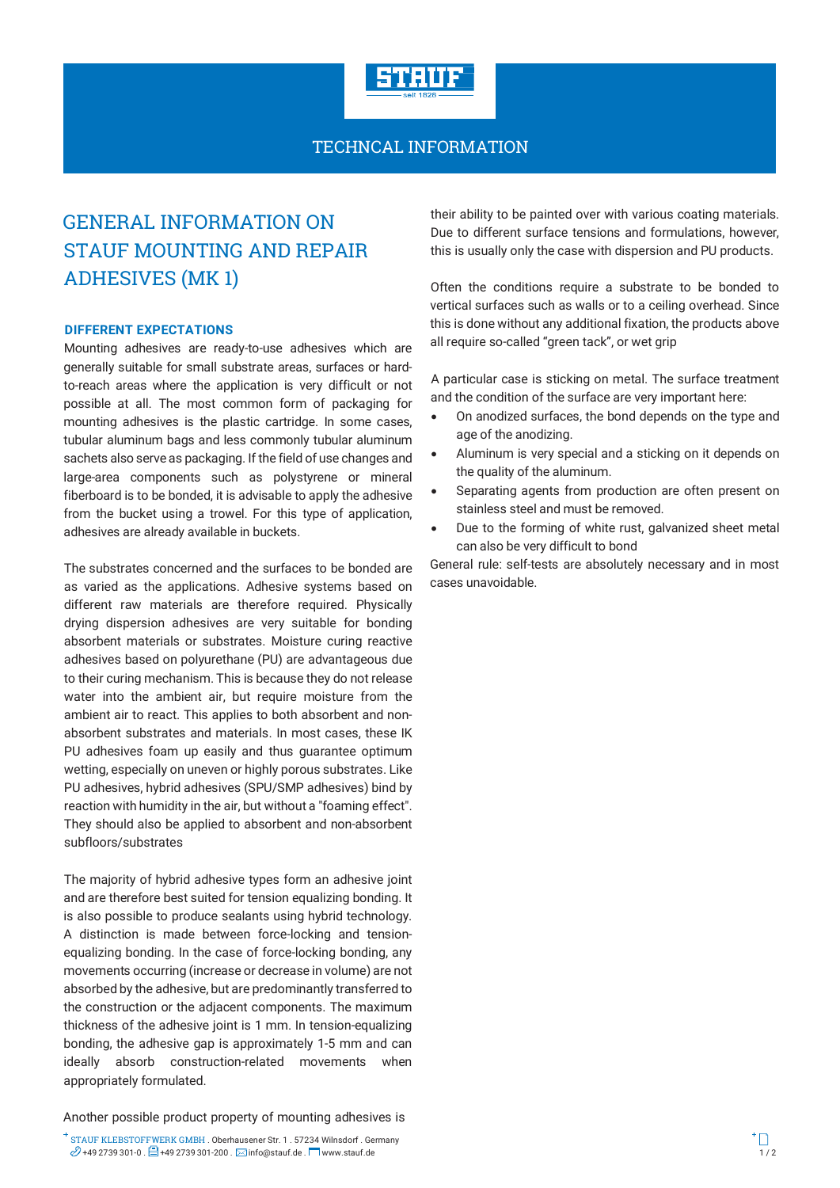TECHNCAL INFORMATION

# GENERAL INFORMATION ON STAUF MOUNTING AND REPAIR ADHESIVES (MK 1)

## DIFFERENT EXPECTATIONS

Mounting adhesives are ready-to-use adhesives which are generally suitable for small substrate areas, surfaces or hard-to-reach areas where the application is very difficult or not possible at all. The most common form of packaging for mounting adhesives is the plastic cartridge. In some cases, tubular aluminum bags and less commonly tubular aluminum sachets also serve as packaging. If the field of use changes and large-area components such as polystyrene or mineral fiberboard is to be bonded, it is advisable to apply the adhesive from the bucket using a trowel. For this type of application, adhesives are already available in buckets.

The substrates concerned and the surfaces to be bonded are as varied as the applications. Adhesive systems based on different raw materials are therefore required. Physically drying dispersion adhesives are very suitable for bonding absorbent materials or substrates. Moisture curing reactive adhesives based on polyurethane (PU) are advantageous due to their curing mechanism. This is because they do not release water into the ambient air, but require moisture from the ambient air to react. This applies to both absorbent and non-absorbent substrates and materials. In most cases, these IK PU adhesives foam up easily and thus guarantee optimum wetting, especially on uneven or highly porous substrates. Like PU adhesives, hybrid adhesives (SPU/SMP adhesives) bind by reaction with humidity in the air, but without a "foaming effect". They should also be applied to absorbent and non-absorbent subfloors/substrates

The majority of hybrid adhesive types form an adhesive joint and are therefore best suited for tension equalizing bonding. It is also possible to produce sealants using hybrid technology. A distinction is made between force-locking and tension-equalizing bonding. In the case of force-locking bonding, any movements occurring (increase or decrease in volume) are not absorbed by the adhesive, but are predominantly transferred to the construction or the adjacent components. The maximum thickness of the adhesive joint is 1 mm. In tension-equalizing bonding, the adhesive gap is approximately 1-5 mm and can ideally absorb construction-related movements when appropriately formulated.

Another possible product property of mounting adhesives is their ability to be painted over with various coating materials. Due to different surface tensions and formulations, however, this is usually only the case with dispersion and PU products.

Often the conditions require a substrate to be bonded to vertical surfaces such as walls or to a ceiling overhead. Since this is done without any additional fixation, the products above all require so-called "green tack", or wet grip

A particular case is sticking on metal. The surface treatment and the condition of the surface are very important here:

- On anodized surfaces, the bond depends on the type and age of the anodizing.
- Aluminum is very special and a sticking on it depends on the quality of the aluminum.
- Separating agents from production are often present on stainless steel and must be removed.
- Due to the forming of white rust, galvanized sheet metal can also be very difficult to bond

General rule: self-tests are absolutely necessary and in most cases unavoidable.

STAUF KLEBSTOFFWERK GMBH . Oberhausener Str. 1 . 57234 Wilnsdorf . Germany
+49 2739 301-0 . +49 2739 301-200 . info@stauf.de . www.stauf.de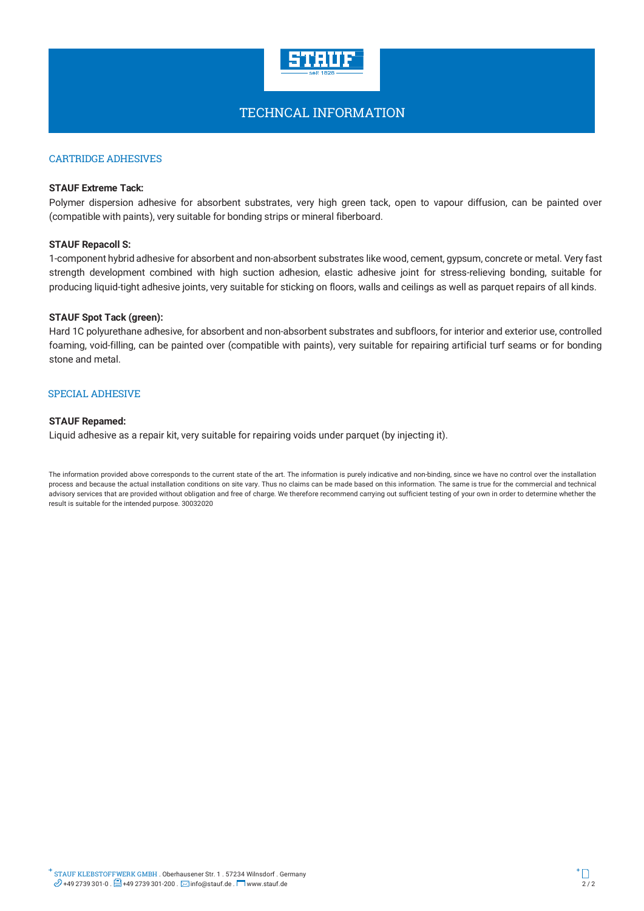# TECHNCAL INFORMATION

## CARTRIDGE ADHESIVES

**STAUF Extreme Tack:**
Polymer dispersion adhesive for absorbent substrates, very high green tack, open to vapour diffusion, can be painted over (compatible with paints), very suitable for bonding strips or mineral fiberboard.

**STAUF Repacoll S:**
1-component hybrid adhesive for absorbent and non-absorbent substrates like wood, cement, gypsum, concrete or metal. Very fast strength development combined with high suction adhesion, elastic adhesive joint for stress-relieving bonding, suitable for producing liquid-tight adhesive joints, very suitable for sticking on floors, walls and ceilings as well as parquet repairs of all kinds.

**STAUF Spot Tack (green):**
Hard 1C polyurethane adhesive, for absorbent and non-absorbent substrates and subfloors, for interior and exterior use, controlled foaming, void-filling, can be painted over (compatible with paints), very suitable for repairing artificial turf seams or for bonding stone and metal.

## SPECIAL ADHESIVE

**STAUF Repamed:**
Liquid adhesive as a repair kit, very suitable for repairing voids under parquet (by injecting it).

The information provided above corresponds to the current state of the art. The information is purely indicative and non-binding, since we have no control over the installation process and because the actual installation conditions on site vary. Thus no claims can be made based on this information. The same is true for the commercial and technical advisory services that are provided without obligation and free of charge. We therefore recommend carrying out sufficient testing of your own in order to determine whether the result is suitable for the intended purpose. 30032020

STAUF KLEBSTOFFWERK GMBH . Oberhausener Str. 1 . 57234 Wilnsdorf . Germany
+49 2739 301-0 . +49 2739 301-200 . info@stauf.de . www.stauf.de